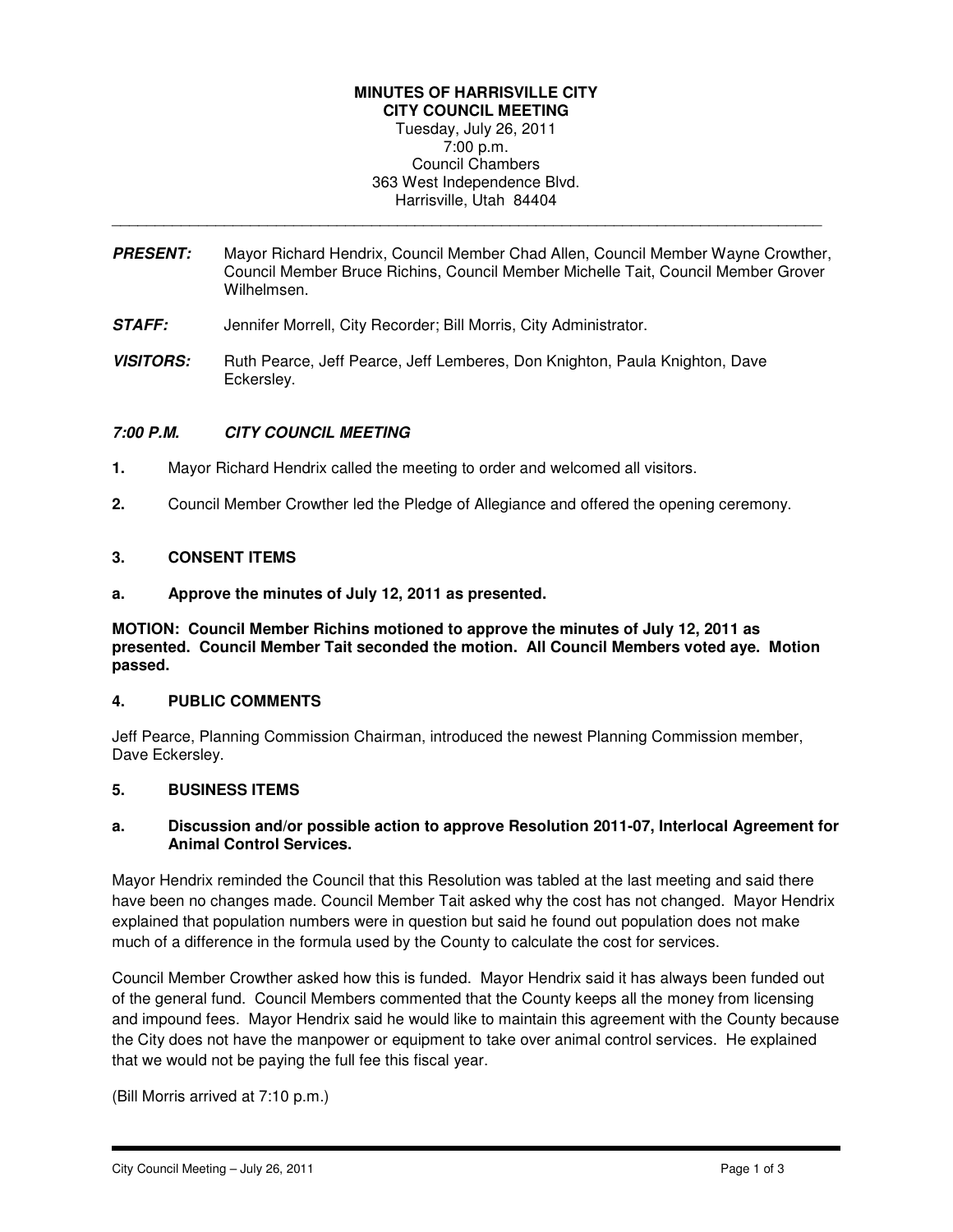**MINUTES OF HARRISVILLE CITY**
**CITY COUNCIL MEETING**
Tuesday, July 26, 2011
7:00 p.m.
Council Chambers
363 West Independence Blvd.
Harrisville, Utah 84404

---

***PRESENT:*** Mayor Richard Hendrix, Council Member Chad Allen, Council Member Wayne Crowther, Council Member Bruce Richins, Council Member Michelle Tait, Council Member Grover Wilhelmsen.

***STAFF:*** Jennifer Morrell, City Recorder; Bill Morris, City Administrator.

***VISITORS:*** Ruth Pearce, Jeff Pearce, Jeff Lemberes, Don Knighton, Paula Knighton, Dave Eckersley.

***7:00 P.M. CITY COUNCIL MEETING***

**1.** Mayor Richard Hendrix called the meeting to order and welcomed all visitors.

**2.** Council Member Crowther led the Pledge of Allegiance and offered the opening ceremony.

**3. CONSENT ITEMS**

**a. Approve the minutes of July 12, 2011 as presented.**

**MOTION: Council Member Richins motioned to approve the minutes of July 12, 2011 as presented. Council Member Tait seconded the motion. All Council Members voted aye. Motion passed.**

**4. PUBLIC COMMENTS**

Jeff Pearce, Planning Commission Chairman, introduced the newest Planning Commission member, Dave Eckersley.

**5. BUSINESS ITEMS**

**a. Discussion and/or possible action to approve Resolution 2011-07, Interlocal Agreement for Animal Control Services.**

Mayor Hendrix reminded the Council that this Resolution was tabled at the last meeting and said there have been no changes made. Council Member Tait asked why the cost has not changed. Mayor Hendrix explained that population numbers were in question but said he found out population does not make much of a difference in the formula used by the County to calculate the cost for services.

Council Member Crowther asked how this is funded. Mayor Hendrix said it has always been funded out of the general fund. Council Members commented that the County keeps all the money from licensing and impound fees. Mayor Hendrix said he would like to maintain this agreement with the County because the City does not have the manpower or equipment to take over animal control services. He explained that we would not be paying the full fee this fiscal year.

(Bill Morris arrived at 7:10 p.m.)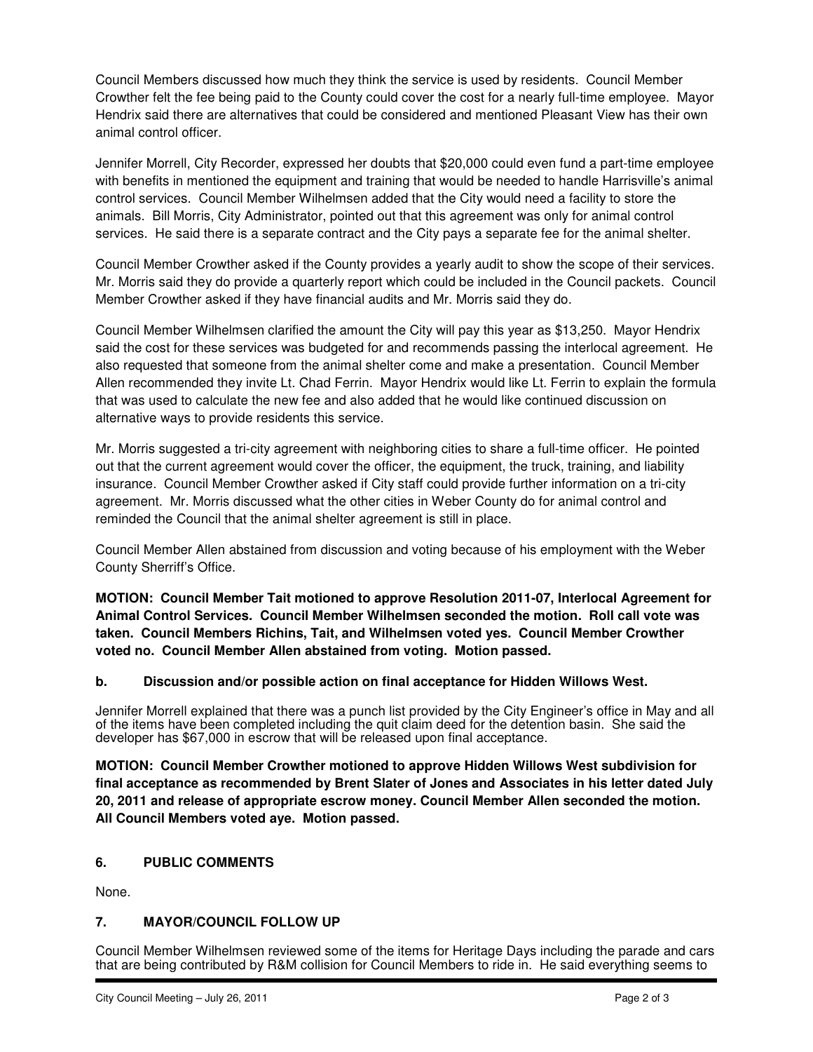Council Members discussed how much they think the service is used by residents. Council Member Crowther felt the fee being paid to the County could cover the cost for a nearly full-time employee. Mayor Hendrix said there are alternatives that could be considered and mentioned Pleasant View has their own animal control officer.

Jennifer Morrell, City Recorder, expressed her doubts that $20,000 could even fund a part-time employee with benefits in mentioned the equipment and training that would be needed to handle Harrisville's animal control services. Council Member Wilhelmsen added that the City would need a facility to store the animals. Bill Morris, City Administrator, pointed out that this agreement was only for animal control services. He said there is a separate contract and the City pays a separate fee for the animal shelter.

Council Member Crowther asked if the County provides a yearly audit to show the scope of their services. Mr. Morris said they do provide a quarterly report which could be included in the Council packets. Council Member Crowther asked if they have financial audits and Mr. Morris said they do.

Council Member Wilhelmsen clarified the amount the City will pay this year as $13,250. Mayor Hendrix said the cost for these services was budgeted for and recommends passing the interlocal agreement. He also requested that someone from the animal shelter come and make a presentation. Council Member Allen recommended they invite Lt. Chad Ferrin. Mayor Hendrix would like Lt. Ferrin to explain the formula that was used to calculate the new fee and also added that he would like continued discussion on alternative ways to provide residents this service.

Mr. Morris suggested a tri-city agreement with neighboring cities to share a full-time officer. He pointed out that the current agreement would cover the officer, the equipment, the truck, training, and liability insurance. Council Member Crowther asked if City staff could provide further information on a tri-city agreement. Mr. Morris discussed what the other cities in Weber County do for animal control and reminded the Council that the animal shelter agreement is still in place.

Council Member Allen abstained from discussion and voting because of his employment with the Weber County Sherriff's Office.

**MOTION: Council Member Tait motioned to approve Resolution 2011-07, Interlocal Agreement for Animal Control Services. Council Member Wilhelmsen seconded the motion. Roll call vote was taken. Council Members Richins, Tait, and Wilhelmsen voted yes. Council Member Crowther voted no. Council Member Allen abstained from voting. Motion passed.**

**b. Discussion and/or possible action on final acceptance for Hidden Willows West.**

Jennifer Morrell explained that there was a punch list provided by the City Engineer's office in May and all of the items have been completed including the quit claim deed for the detention basin. She said the developer has $67,000 in escrow that will be released upon final acceptance.

**MOTION: Council Member Crowther motioned to approve Hidden Willows West subdivision for final acceptance as recommended by Brent Slater of Jones and Associates in his letter dated July 20, 2011 and release of appropriate escrow money. Council Member Allen seconded the motion. All Council Members voted aye. Motion passed.**

## 6. PUBLIC COMMENTS

None.

## 7. MAYOR/COUNCIL FOLLOW UP

Council Member Wilhelmsen reviewed some of the items for Heritage Days including the parade and cars that are being contributed by R&M collision for Council Members to ride in. He said everything seems to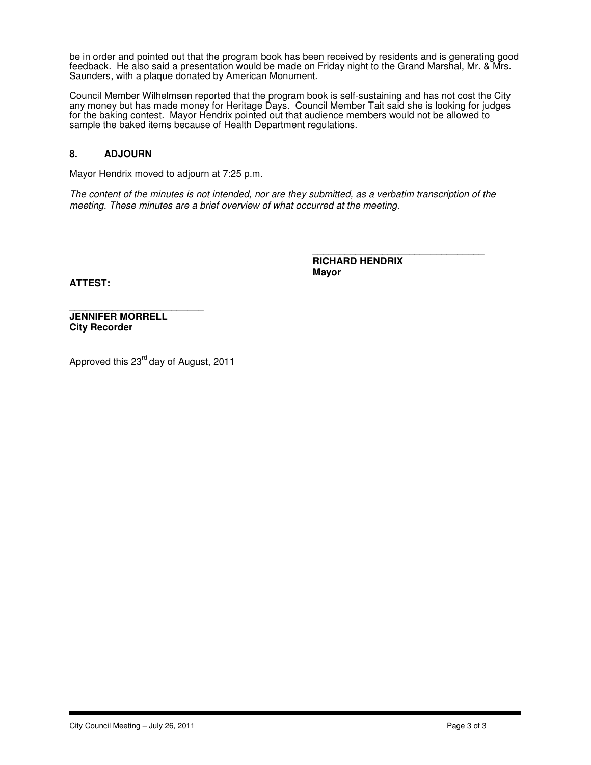be in order and pointed out that the program book has been received by residents and is generating good feedback. He also said a presentation would be made on Friday night to the Grand Marshal, Mr. & Mrs. Saunders, with a plaque donated by American Monument.

Council Member Wilhelmsen reported that the program book is self-sustaining and has not cost the City any money but has made money for Heritage Days. Council Member Tait said she is looking for judges for the baking contest. Mayor Hendrix pointed out that audience members would not be allowed to sample the baked items because of Health Department regulations.

## 8. ADJOURN

Mayor Hendrix moved to adjourn at 7:25 p.m.

*The content of the minutes is not intended, nor are they submitted, as a verbatim transcription of the meeting. These minutes are a brief overview of what occurred at the meeting.*

_________________________________
**RICHARD HENDRIX**
**Mayor**

**ATTEST:**

__________________________
**JENNIFER MORRELL**
**City Recorder**

Approved this 23rd day of August, 2011